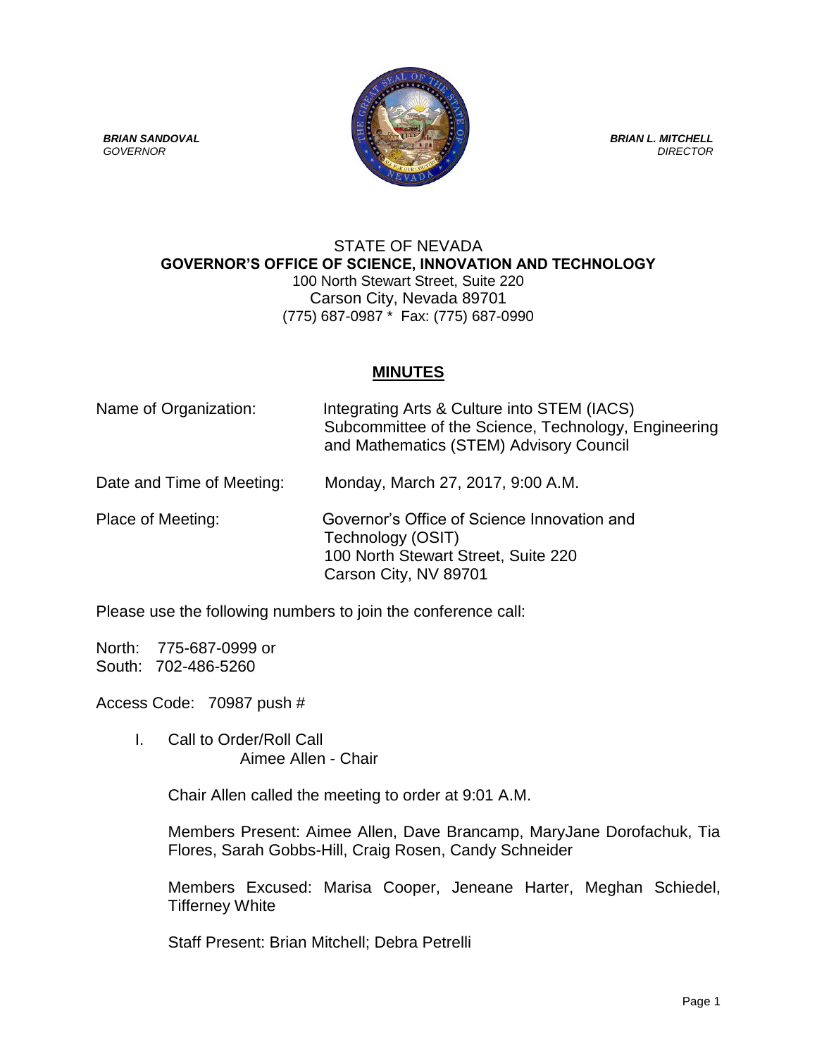***BRIAN SANDOVAL***
*GOVERNOR*

***BRIAN L. MITCHELL***
*DIRECTOR*

STATE OF NEVADA
**GOVERNOR'S OFFICE OF SCIENCE, INNOVATION AND TECHNOLOGY**
100 North Stewart Street, Suite 220
Carson City, Nevada 89701
(775) 687-0987 * Fax: (775) 687-0990

## MINUTES

Name of Organization: Integrating Arts & Culture into STEM (IACS) Subcommittee of the Science, Technology, Engineering and Mathematics (STEM) Advisory Council

Date and Time of Meeting: Monday, March 27, 2017, 9:00 A.M.

Place of Meeting: Governor's Office of Science Innovation and Technology (OSIT)
100 North Stewart Street, Suite 220
Carson City, NV 89701

Please use the following numbers to join the conference call:

North: 775-687-0999 or
South: 702-486-5260

Access Code: 70987 push #

I. Call to Order/Roll Call
Aimee Allen - Chair

Chair Allen called the meeting to order at 9:01 A.M.

Members Present: Aimee Allen, Dave Brancamp, MaryJane Dorofachuk, Tia Flores, Sarah Gobbs-Hill, Craig Rosen, Candy Schneider

Members Excused: Marisa Cooper, Jeneane Harter, Meghan Schiedel, Tifferney White

Staff Present: Brian Mitchell; Debra Petrelli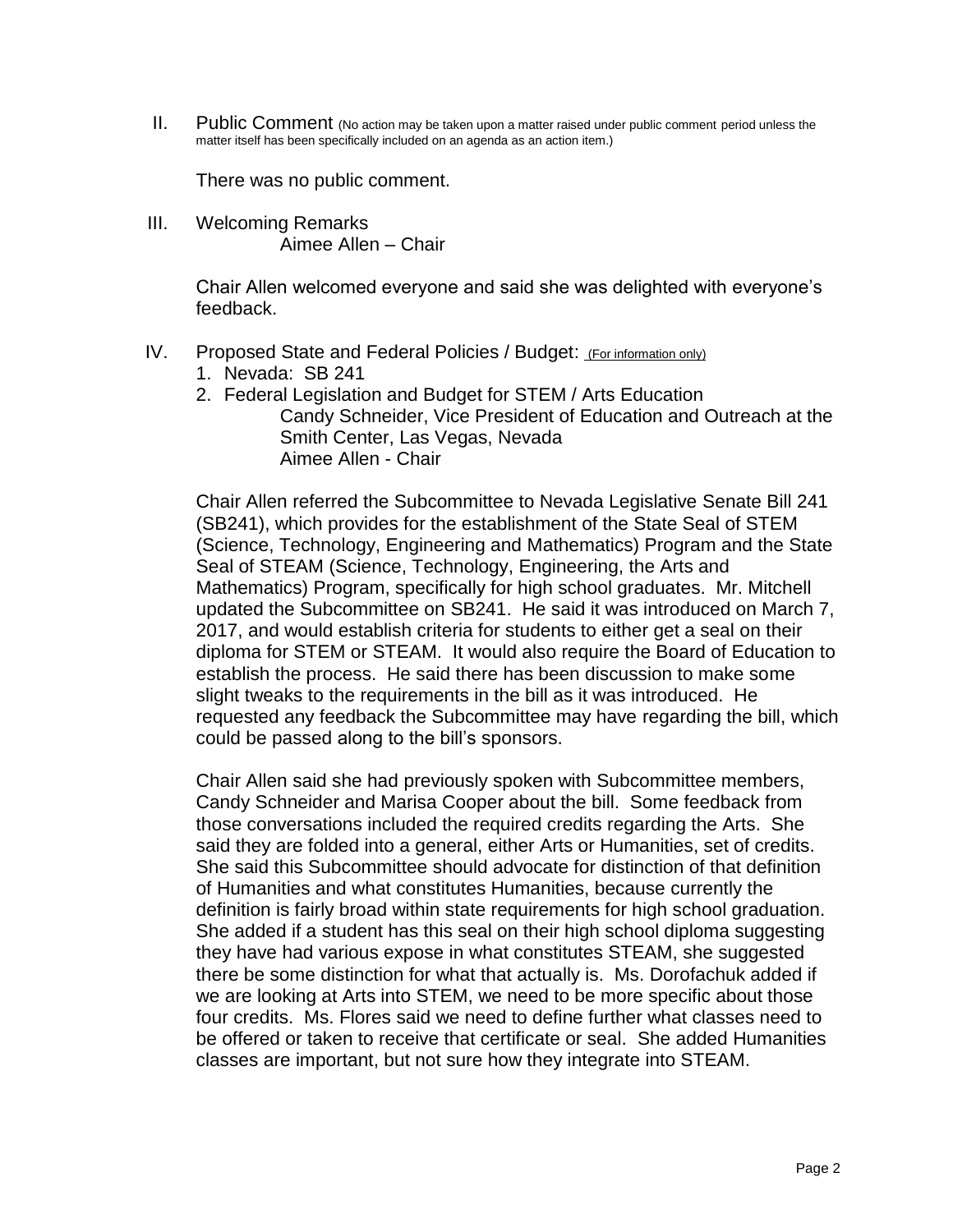II. Public Comment (No action may be taken upon a matter raised under public comment period unless the matter itself has been specifically included on an agenda as an action item.)

There was no public comment.

III. Welcoming Remarks
Aimee Allen – Chair

Chair Allen welcomed everyone and said she was delighted with everyone's feedback.

IV. Proposed State and Federal Policies / Budget: (For information only)

1. Nevada: SB 241
2. Federal Legislation and Budget for STEM / Arts Education
   Candy Schneider, Vice President of Education and Outreach at the Smith Center, Las Vegas, Nevada
   Aimee Allen - Chair

Chair Allen referred the Subcommittee to Nevada Legislative Senate Bill 241 (SB241), which provides for the establishment of the State Seal of STEM (Science, Technology, Engineering and Mathematics) Program and the State Seal of STEAM (Science, Technology, Engineering, the Arts and Mathematics) Program, specifically for high school graduates. Mr. Mitchell updated the Subcommittee on SB241. He said it was introduced on March 7, 2017, and would establish criteria for students to either get a seal on their diploma for STEM or STEAM. It would also require the Board of Education to establish the process. He said there has been discussion to make some slight tweaks to the requirements in the bill as it was introduced. He requested any feedback the Subcommittee may have regarding the bill, which could be passed along to the bill's sponsors.

Chair Allen said she had previously spoken with Subcommittee members, Candy Schneider and Marisa Cooper about the bill. Some feedback from those conversations included the required credits regarding the Arts. She said they are folded into a general, either Arts or Humanities, set of credits. She said this Subcommittee should advocate for distinction of that definition of Humanities and what constitutes Humanities, because currently the definition is fairly broad within state requirements for high school graduation. She added if a student has this seal on their high school diploma suggesting they have had various expose in what constitutes STEAM, she suggested there be some distinction for what that actually is. Ms. Dorofachuk added if we are looking at Arts into STEM, we need to be more specific about those four credits. Ms. Flores said we need to define further what classes need to be offered or taken to receive that certificate or seal. She added Humanities classes are important, but not sure how they integrate into STEAM.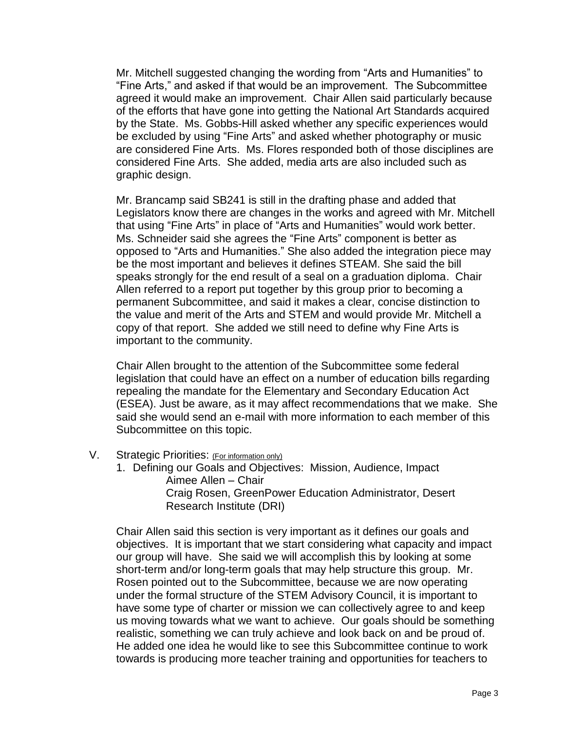Mr. Mitchell suggested changing the wording from "Arts and Humanities" to "Fine Arts," and asked if that would be an improvement. The Subcommittee agreed it would make an improvement. Chair Allen said particularly because of the efforts that have gone into getting the National Art Standards acquired by the State. Ms. Gobbs-Hill asked whether any specific experiences would be excluded by using "Fine Arts" and asked whether photography or music are considered Fine Arts. Ms. Flores responded both of those disciplines are considered Fine Arts. She added, media arts are also included such as graphic design.

Mr. Brancamp said SB241 is still in the drafting phase and added that Legislators know there are changes in the works and agreed with Mr. Mitchell that using "Fine Arts" in place of "Arts and Humanities" would work better. Ms. Schneider said she agrees the "Fine Arts" component is better as opposed to "Arts and Humanities." She also added the integration piece may be the most important and believes it defines STEAM. She said the bill speaks strongly for the end result of a seal on a graduation diploma. Chair Allen referred to a report put together by this group prior to becoming a permanent Subcommittee, and said it makes a clear, concise distinction to the value and merit of the Arts and STEM and would provide Mr. Mitchell a copy of that report. She added we still need to define why Fine Arts is important to the community.

Chair Allen brought to the attention of the Subcommittee some federal legislation that could have an effect on a number of education bills regarding repealing the mandate for the Elementary and Secondary Education Act (ESEA). Just be aware, as it may affect recommendations that we make. She said she would send an e-mail with more information to each member of this Subcommittee on this topic.

V. Strategic Priorities: (For information only)

1. Defining our Goals and Objectives: Mission, Audience, Impact
   - Aimee Allen – Chair
   - Craig Rosen, GreenPower Education Administrator, Desert Research Institute (DRI)

Chair Allen said this section is very important as it defines our goals and objectives. It is important that we start considering what capacity and impact our group will have. She said we will accomplish this by looking at some short-term and/or long-term goals that may help structure this group. Mr. Rosen pointed out to the Subcommittee, because we are now operating under the formal structure of the STEM Advisory Council, it is important to have some type of charter or mission we can collectively agree to and keep us moving towards what we want to achieve. Our goals should be something realistic, something we can truly achieve and look back on and be proud of. He added one idea he would like to see this Subcommittee continue to work towards is producing more teacher training and opportunities for teachers to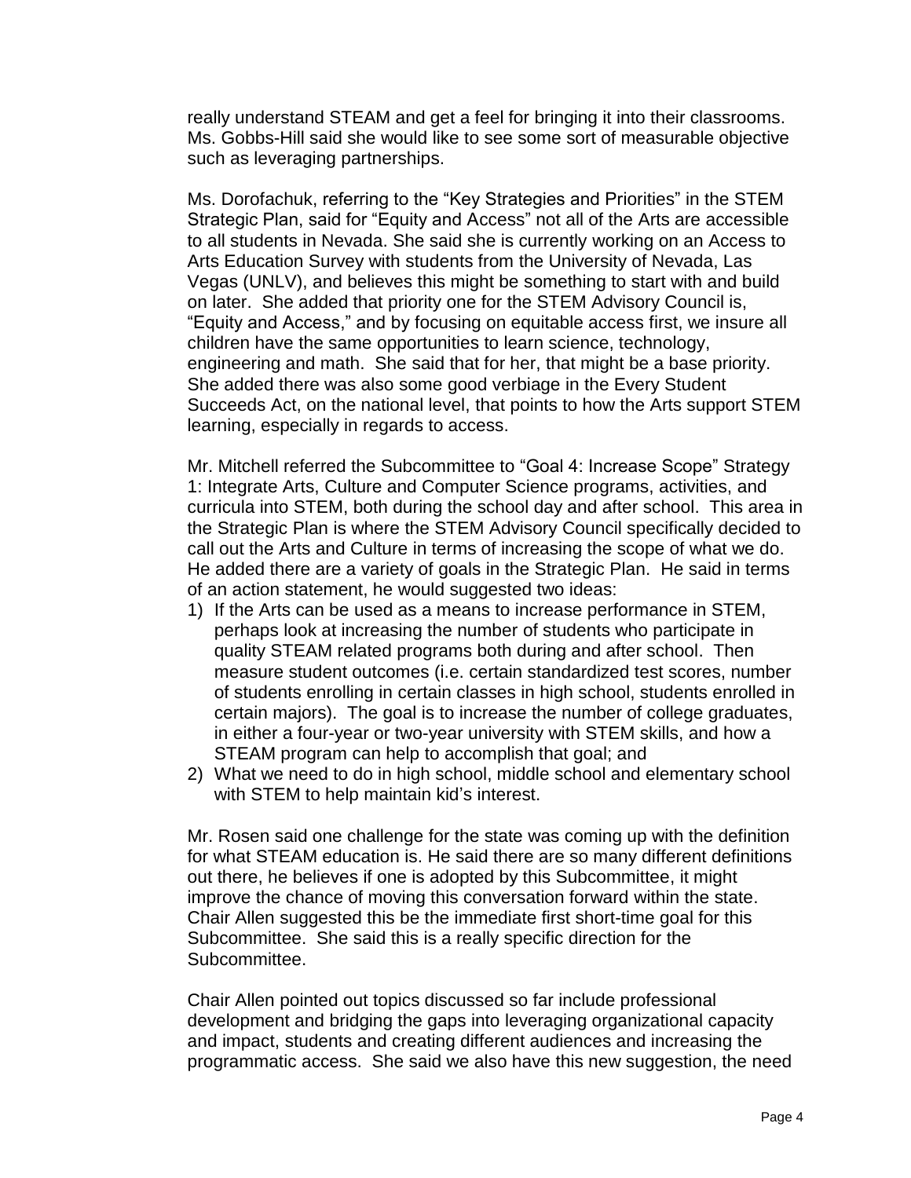really understand STEAM and get a feel for bringing it into their classrooms. Ms. Gobbs-Hill said she would like to see some sort of measurable objective such as leveraging partnerships.

Ms. Dorofachuk, referring to the "Key Strategies and Priorities" in the STEM Strategic Plan, said for "Equity and Access" not all of the Arts are accessible to all students in Nevada. She said she is currently working on an Access to Arts Education Survey with students from the University of Nevada, Las Vegas (UNLV), and believes this might be something to start with and build on later. She added that priority one for the STEM Advisory Council is, "Equity and Access," and by focusing on equitable access first, we insure all children have the same opportunities to learn science, technology, engineering and math. She said that for her, that might be a base priority. She added there was also some good verbiage in the Every Student Succeeds Act, on the national level, that points to how the Arts support STEM learning, especially in regards to access.

Mr. Mitchell referred the Subcommittee to "Goal 4: Increase Scope" Strategy 1: Integrate Arts, Culture and Computer Science programs, activities, and curricula into STEM, both during the school day and after school. This area in the Strategic Plan is where the STEM Advisory Council specifically decided to call out the Arts and Culture in terms of increasing the scope of what we do. He added there are a variety of goals in the Strategic Plan. He said in terms of an action statement, he would suggested two ideas:

1) If the Arts can be used as a means to increase performance in STEM, perhaps look at increasing the number of students who participate in quality STEAM related programs both during and after school. Then measure student outcomes (i.e. certain standardized test scores, number of students enrolling in certain classes in high school, students enrolled in certain majors). The goal is to increase the number of college graduates, in either a four-year or two-year university with STEM skills, and how a STEAM program can help to accomplish that goal; and
2) What we need to do in high school, middle school and elementary school with STEM to help maintain kid's interest.

Mr. Rosen said one challenge for the state was coming up with the definition for what STEAM education is. He said there are so many different definitions out there, he believes if one is adopted by this Subcommittee, it might improve the chance of moving this conversation forward within the state. Chair Allen suggested this be the immediate first short-time goal for this Subcommittee. She said this is a really specific direction for the Subcommittee.

Chair Allen pointed out topics discussed so far include professional development and bridging the gaps into leveraging organizational capacity and impact, students and creating different audiences and increasing the programmatic access. She said we also have this new suggestion, the need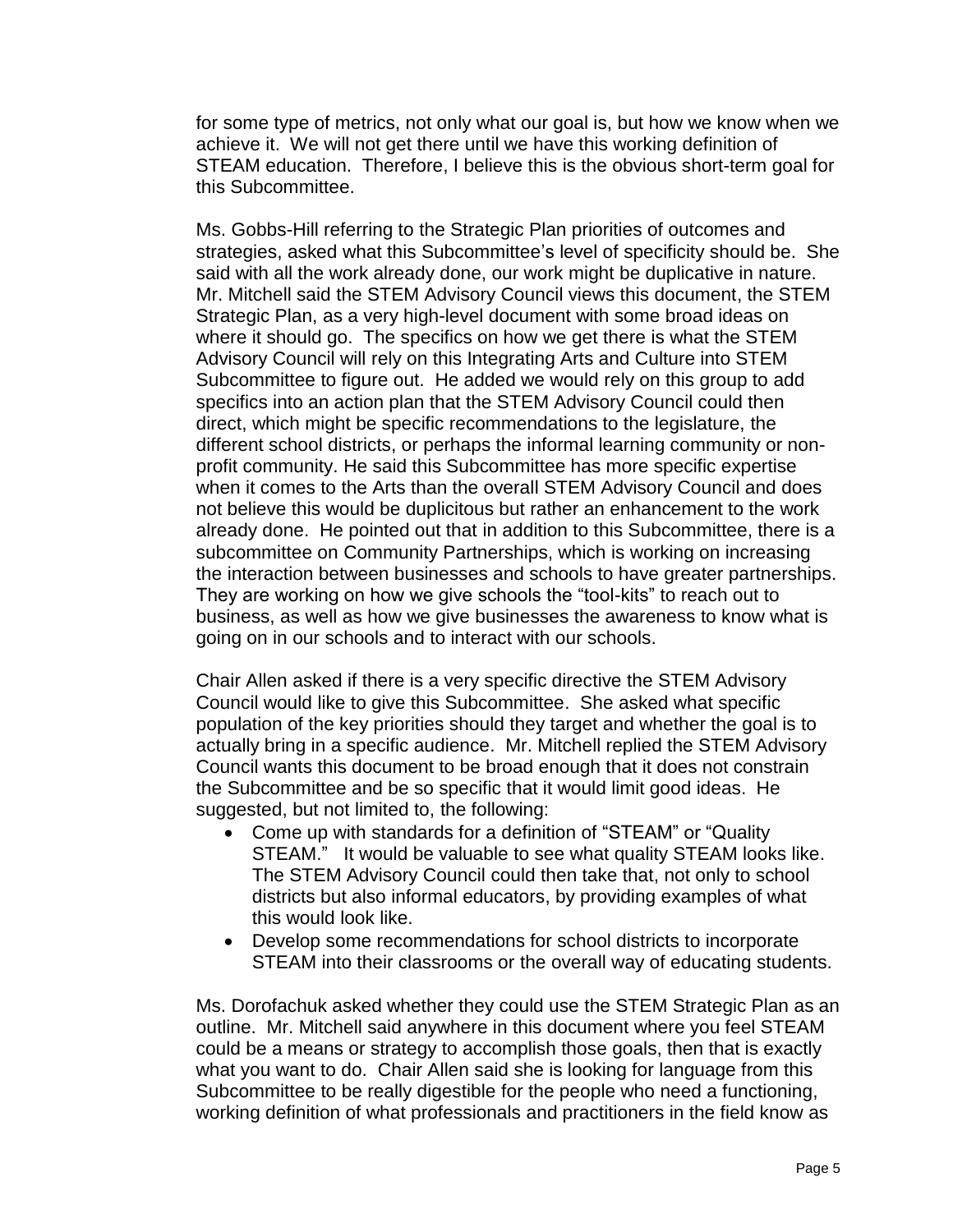for some type of metrics, not only what our goal is, but how we know when we achieve it. We will not get there until we have this working definition of STEAM education. Therefore, I believe this is the obvious short-term goal for this Subcommittee.

Ms. Gobbs-Hill referring to the Strategic Plan priorities of outcomes and strategies, asked what this Subcommittee's level of specificity should be. She said with all the work already done, our work might be duplicative in nature. Mr. Mitchell said the STEM Advisory Council views this document, the STEM Strategic Plan, as a very high-level document with some broad ideas on where it should go. The specifics on how we get there is what the STEM Advisory Council will rely on this Integrating Arts and Culture into STEM Subcommittee to figure out. He added we would rely on this group to add specifics into an action plan that the STEM Advisory Council could then direct, which might be specific recommendations to the legislature, the different school districts, or perhaps the informal learning community or non-profit community. He said this Subcommittee has more specific expertise when it comes to the Arts than the overall STEM Advisory Council and does not believe this would be duplicitous but rather an enhancement to the work already done. He pointed out that in addition to this Subcommittee, there is a subcommittee on Community Partnerships, which is working on increasing the interaction between businesses and schools to have greater partnerships. They are working on how we give schools the "tool-kits" to reach out to business, as well as how we give businesses the awareness to know what is going on in our schools and to interact with our schools.

Chair Allen asked if there is a very specific directive the STEM Advisory Council would like to give this Subcommittee. She asked what specific population of the key priorities should they target and whether the goal is to actually bring in a specific audience. Mr. Mitchell replied the STEM Advisory Council wants this document to be broad enough that it does not constrain the Subcommittee and be so specific that it would limit good ideas. He suggested, but not limited to, the following:

- Come up with standards for a definition of "STEAM" or "Quality STEAM." It would be valuable to see what quality STEAM looks like. The STEM Advisory Council could then take that, not only to school districts but also informal educators, by providing examples of what this would look like.
- Develop some recommendations for school districts to incorporate STEAM into their classrooms or the overall way of educating students.

Ms. Dorofachuk asked whether they could use the STEM Strategic Plan as an outline. Mr. Mitchell said anywhere in this document where you feel STEAM could be a means or strategy to accomplish those goals, then that is exactly what you want to do. Chair Allen said she is looking for language from this Subcommittee to be really digestible for the people who need a functioning, working definition of what professionals and practitioners in the field know as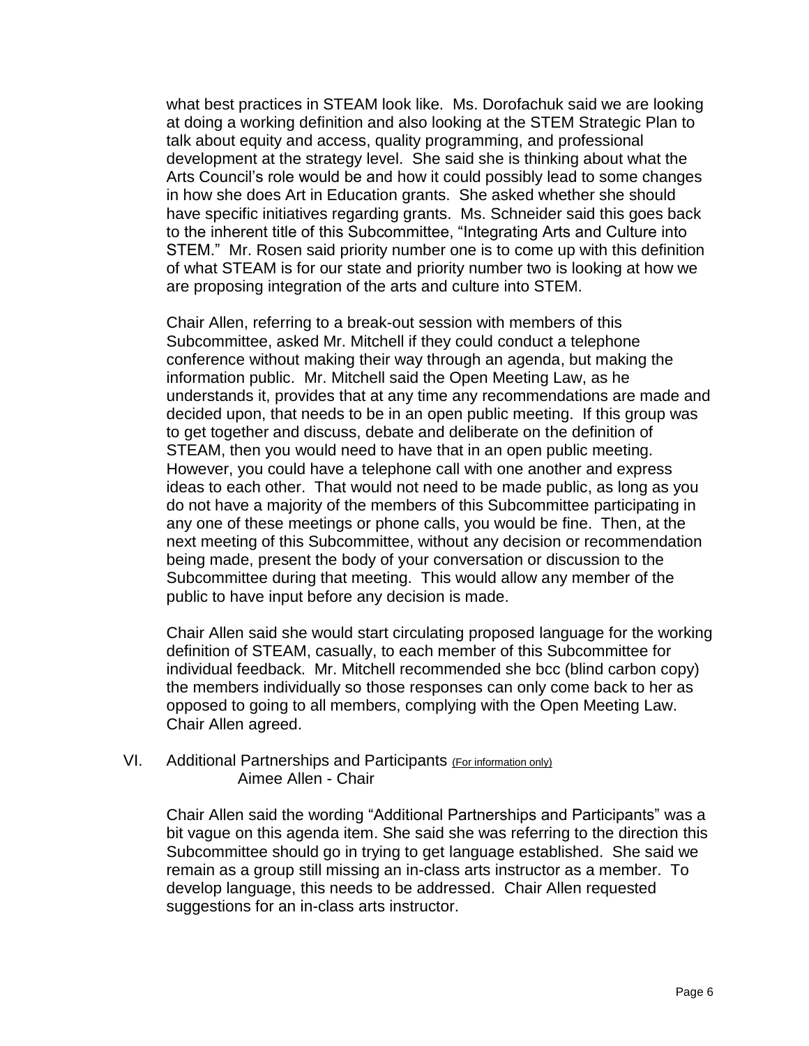what best practices in STEAM look like. Ms. Dorofachuk said we are looking at doing a working definition and also looking at the STEM Strategic Plan to talk about equity and access, quality programming, and professional development at the strategy level. She said she is thinking about what the Arts Council's role would be and how it could possibly lead to some changes in how she does Art in Education grants. She asked whether she should have specific initiatives regarding grants. Ms. Schneider said this goes back to the inherent title of this Subcommittee, "Integrating Arts and Culture into STEM." Mr. Rosen said priority number one is to come up with this definition of what STEAM is for our state and priority number two is looking at how we are proposing integration of the arts and culture into STEM.

Chair Allen, referring to a break-out session with members of this Subcommittee, asked Mr. Mitchell if they could conduct a telephone conference without making their way through an agenda, but making the information public. Mr. Mitchell said the Open Meeting Law, as he understands it, provides that at any time any recommendations are made and decided upon, that needs to be in an open public meeting. If this group was to get together and discuss, debate and deliberate on the definition of STEAM, then you would need to have that in an open public meeting. However, you could have a telephone call with one another and express ideas to each other. That would not need to be made public, as long as you do not have a majority of the members of this Subcommittee participating in any one of these meetings or phone calls, you would be fine. Then, at the next meeting of this Subcommittee, without any decision or recommendation being made, present the body of your conversation or discussion to the Subcommittee during that meeting. This would allow any member of the public to have input before any decision is made.

Chair Allen said she would start circulating proposed language for the working definition of STEAM, casually, to each member of this Subcommittee for individual feedback. Mr. Mitchell recommended she bcc (blind carbon copy) the members individually so those responses can only come back to her as opposed to going to all members, complying with the Open Meeting Law. Chair Allen agreed.

VI. Additional Partnerships and Participants (For information only)
Aimee Allen - Chair

Chair Allen said the wording "Additional Partnerships and Participants" was a bit vague on this agenda item. She said she was referring to the direction this Subcommittee should go in trying to get language established. She said we remain as a group still missing an in-class arts instructor as a member. To develop language, this needs to be addressed. Chair Allen requested suggestions for an in-class arts instructor.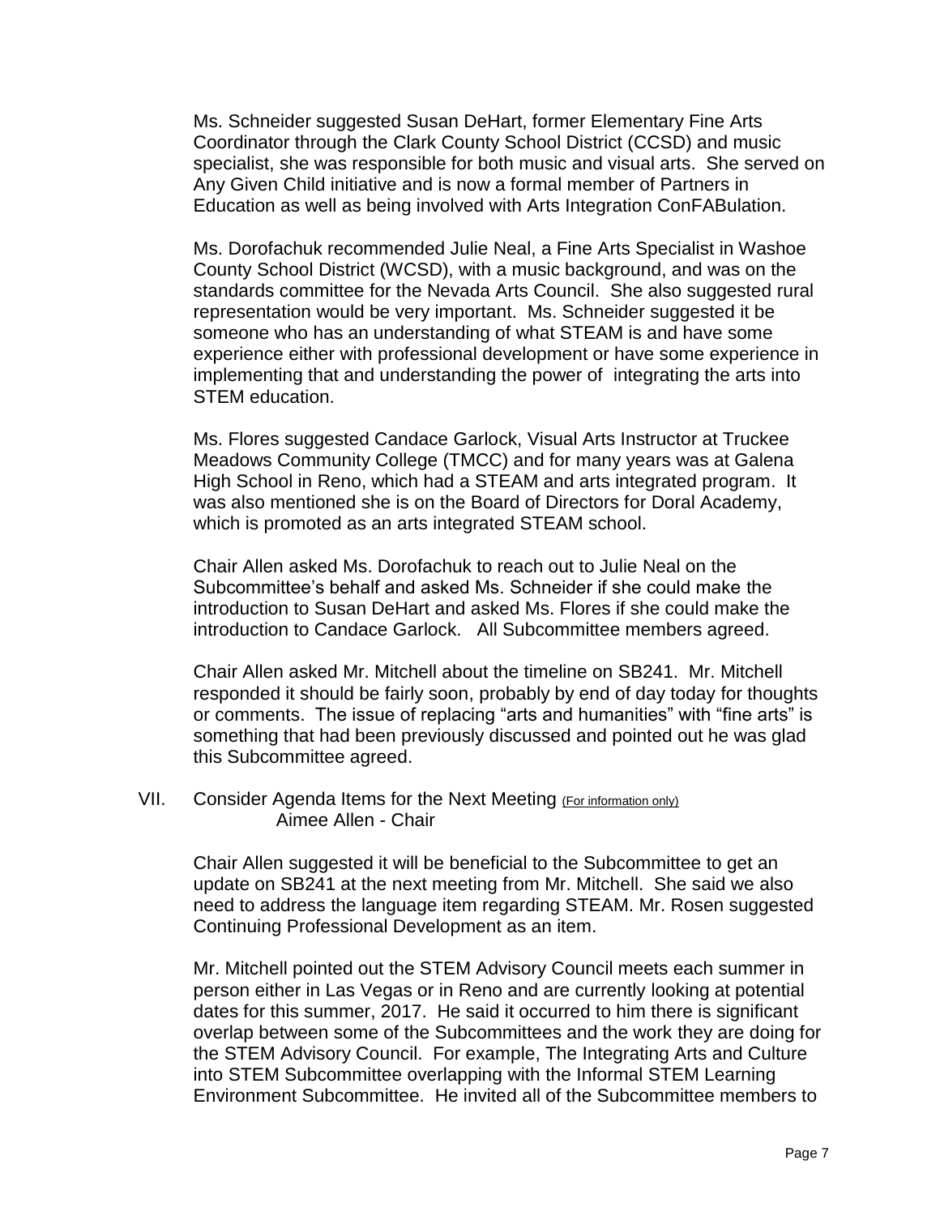Ms. Schneider suggested Susan DeHart, former Elementary Fine Arts Coordinator through the Clark County School District (CCSD) and music specialist, she was responsible for both music and visual arts. She served on Any Given Child initiative and is now a formal member of Partners in Education as well as being involved with Arts Integration ConFABulation.

Ms. Dorofachuk recommended Julie Neal, a Fine Arts Specialist in Washoe County School District (WCSD), with a music background, and was on the standards committee for the Nevada Arts Council. She also suggested rural representation would be very important. Ms. Schneider suggested it be someone who has an understanding of what STEAM is and have some experience either with professional development or have some experience in implementing that and understanding the power of integrating the arts into STEM education.

Ms. Flores suggested Candace Garlock, Visual Arts Instructor at Truckee Meadows Community College (TMCC) and for many years was at Galena High School in Reno, which had a STEAM and arts integrated program. It was also mentioned she is on the Board of Directors for Doral Academy, which is promoted as an arts integrated STEAM school.

Chair Allen asked Ms. Dorofachuk to reach out to Julie Neal on the Subcommittee's behalf and asked Ms. Schneider if she could make the introduction to Susan DeHart and asked Ms. Flores if she could make the introduction to Candace Garlock. All Subcommittee members agreed.

Chair Allen asked Mr. Mitchell about the timeline on SB241. Mr. Mitchell responded it should be fairly soon, probably by end of day today for thoughts or comments. The issue of replacing "arts and humanities" with "fine arts" is something that had been previously discussed and pointed out he was glad this Subcommittee agreed.

VII. Consider Agenda Items for the Next Meeting (For information only)
Aimee Allen - Chair

Chair Allen suggested it will be beneficial to the Subcommittee to get an update on SB241 at the next meeting from Mr. Mitchell. She said we also need to address the language item regarding STEAM. Mr. Rosen suggested Continuing Professional Development as an item.

Mr. Mitchell pointed out the STEM Advisory Council meets each summer in person either in Las Vegas or in Reno and are currently looking at potential dates for this summer, 2017. He said it occurred to him there is significant overlap between some of the Subcommittees and the work they are doing for the STEM Advisory Council. For example, The Integrating Arts and Culture into STEM Subcommittee overlapping with the Informal STEM Learning Environment Subcommittee. He invited all of the Subcommittee members to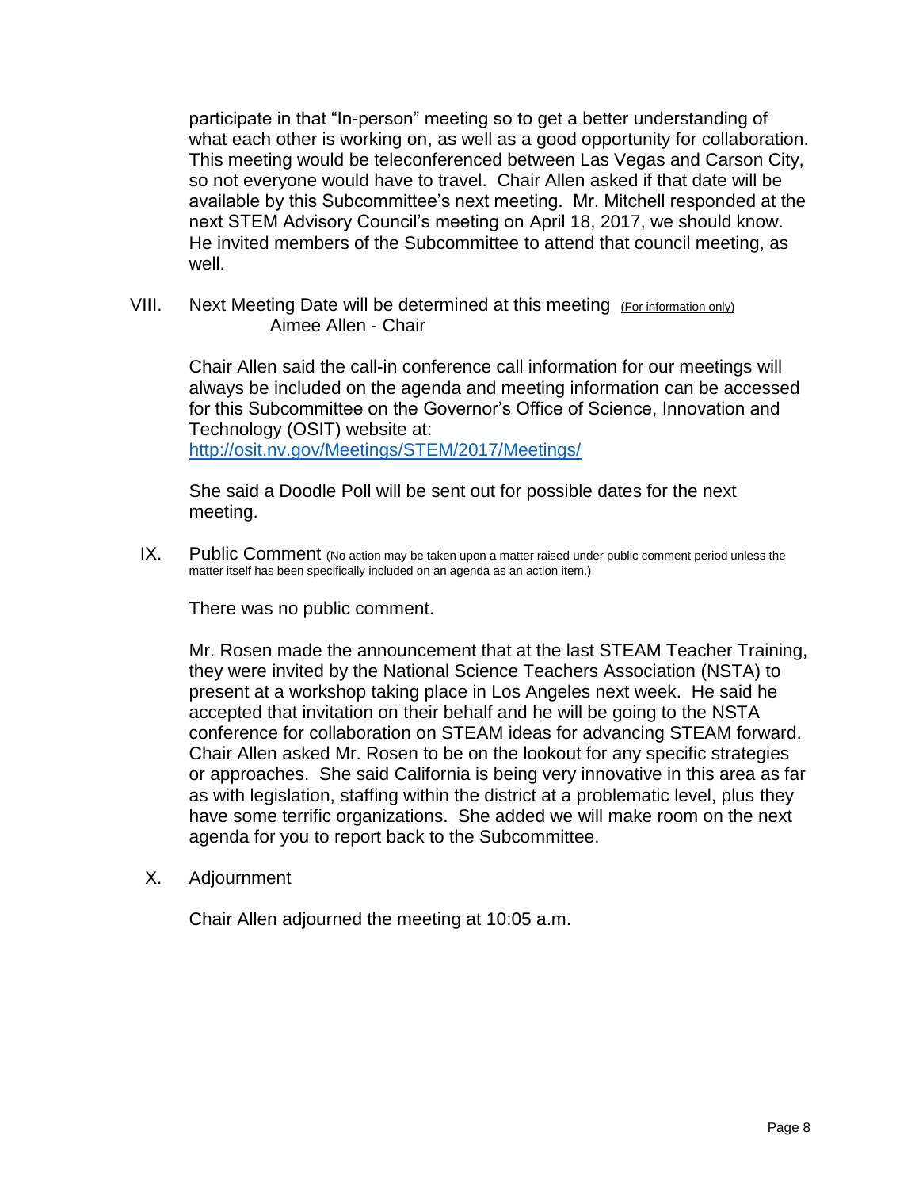participate in that "In-person" meeting so to get a better understanding of what each other is working on, as well as a good opportunity for collaboration. This meeting would be teleconferenced between Las Vegas and Carson City, so not everyone would have to travel. Chair Allen asked if that date will be available by this Subcommittee's next meeting. Mr. Mitchell responded at the next STEM Advisory Council's meeting on April 18, 2017, we should know. He invited members of the Subcommittee to attend that council meeting, as well.

VIII. Next Meeting Date will be determined at this meeting (For information only)
Aimee Allen - Chair

Chair Allen said the call-in conference call information for our meetings will always be included on the agenda and meeting information can be accessed for this Subcommittee on the Governor's Office of Science, Innovation and Technology (OSIT) website at:
http://osit.nv.gov/Meetings/STEM/2017/Meetings/

She said a Doodle Poll will be sent out for possible dates for the next meeting.

IX. Public Comment (No action may be taken upon a matter raised under public comment period unless the matter itself has been specifically included on an agenda as an action item.)

There was no public comment.

Mr. Rosen made the announcement that at the last STEAM Teacher Training, they were invited by the National Science Teachers Association (NSTA) to present at a workshop taking place in Los Angeles next week. He said he accepted that invitation on their behalf and he will be going to the NSTA conference for collaboration on STEAM ideas for advancing STEAM forward. Chair Allen asked Mr. Rosen to be on the lookout for any specific strategies or approaches. She said California is being very innovative in this area as far as with legislation, staffing within the district at a problematic level, plus they have some terrific organizations. She added we will make room on the next agenda for you to report back to the Subcommittee.

X. Adjournment

Chair Allen adjourned the meeting at 10:05 a.m.